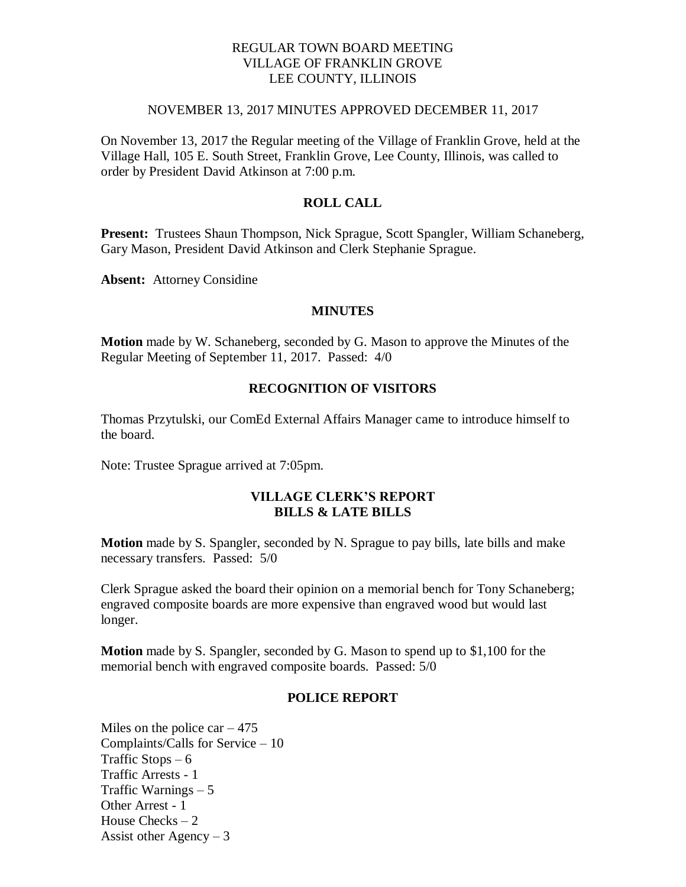REGULAR TOWN BOARD MEETING
VILLAGE OF FRANKLIN GROVE
LEE COUNTY, ILLINOIS

NOVEMBER 13, 2017 MINUTES APPROVED DECEMBER 11, 2017

On November 13, 2017 the Regular meeting of the Village of Franklin Grove, held at the Village Hall, 105 E. South Street, Franklin Grove, Lee County, Illinois, was called to order by President David Atkinson at 7:00 p.m.

## ROLL CALL

**Present:** Trustees Shaun Thompson, Nick Sprague, Scott Spangler, William Schaneberg, Gary Mason, President David Atkinson and Clerk Stephanie Sprague.

**Absent:** Attorney Considine

## MINUTES

**Motion** made by W. Schaneberg, seconded by G. Mason to approve the Minutes of the Regular Meeting of September 11, 2017. Passed: 4/0

## RECOGNITION OF VISITORS

Thomas Przytulski, our ComEd External Affairs Manager came to introduce himself to the board.

Note: Trustee Sprague arrived at 7:05pm.

## VILLAGE CLERK'S REPORT
## BILLS & LATE BILLS

**Motion** made by S. Spangler, seconded by N. Sprague to pay bills, late bills and make necessary transfers. Passed: 5/0

Clerk Sprague asked the board their opinion on a memorial bench for Tony Schaneberg; engraved composite boards are more expensive than engraved wood but would last longer.

**Motion** made by S. Spangler, seconded by G. Mason to spend up to $1,100 for the memorial bench with engraved composite boards. Passed: 5/0

## POLICE REPORT

Miles on the police car – 475
Complaints/Calls for Service – 10
Traffic Stops – 6
Traffic Arrests - 1
Traffic Warnings – 5
Other Arrest - 1
House Checks – 2
Assist other Agency – 3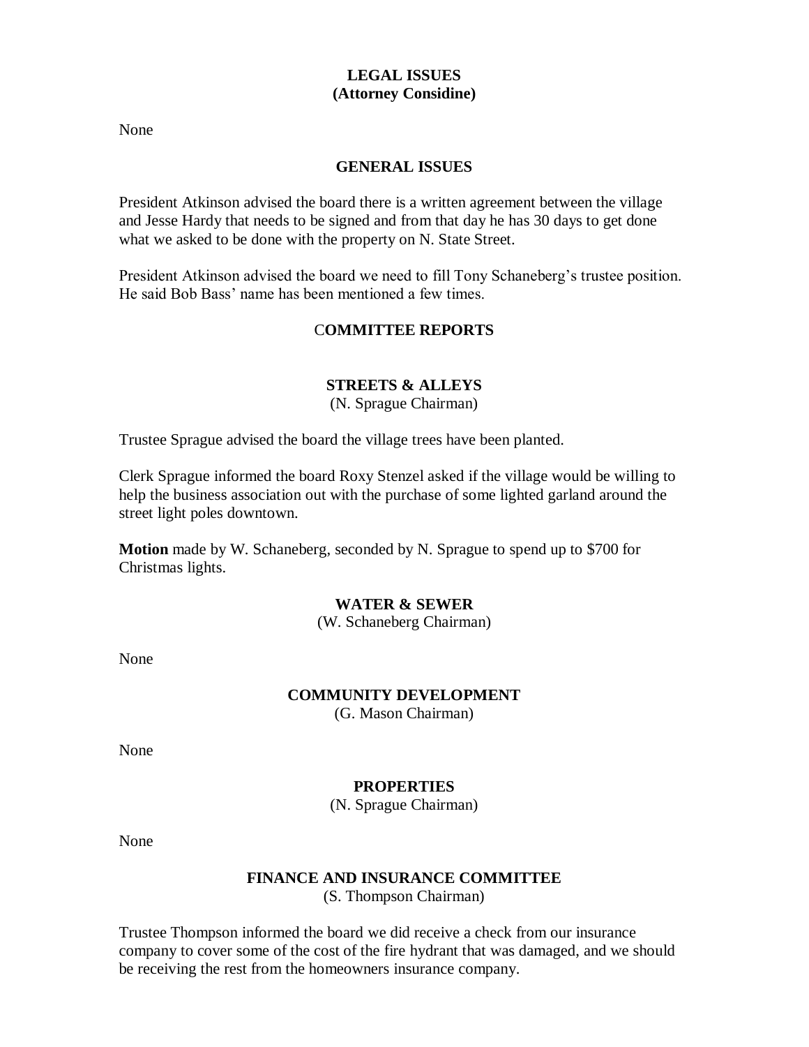## LEGAL ISSUES
## (Attorney Considine)

None

## GENERAL ISSUES

President Atkinson advised the board there is a written agreement between the village and Jesse Hardy that needs to be signed and from that day he has 30 days to get done what we asked to be done with the property on N. State Street.

President Atkinson advised the board we need to fill Tony Schaneberg's trustee position. He said Bob Bass' name has been mentioned a few times.

## COMMITTEE REPORTS

### STREETS & ALLEYS
(N. Sprague Chairman)

Trustee Sprague advised the board the village trees have been planted.

Clerk Sprague informed the board Roxy Stenzel asked if the village would be willing to help the business association out with the purchase of some lighted garland around the street light poles downtown.

**Motion** made by W. Schaneberg, seconded by N. Sprague to spend up to $700 for Christmas lights.

### WATER & SEWER
(W. Schaneberg Chairman)

None

### COMMUNITY DEVELOPMENT
(G. Mason Chairman)

None

### PROPERTIES
(N. Sprague Chairman)

None

### FINANCE AND INSURANCE COMMITTEE
(S. Thompson Chairman)

Trustee Thompson informed the board we did receive a check from our insurance company to cover some of the cost of the fire hydrant that was damaged, and we should be receiving the rest from the homeowners insurance company.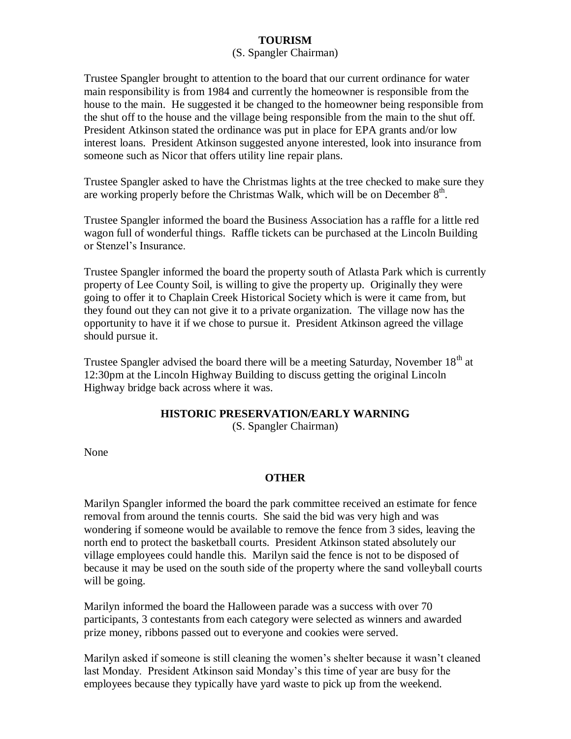**TOURISM**

(S. Spangler Chairman)

Trustee Spangler brought to attention to the board that our current ordinance for water main responsibility is from 1984 and currently the homeowner is responsible from the house to the main. He suggested it be changed to the homeowner being responsible from the shut off to the house and the village being responsible from the main to the shut off. President Atkinson stated the ordinance was put in place for EPA grants and/or low interest loans. President Atkinson suggested anyone interested, look into insurance from someone such as Nicor that offers utility line repair plans.

Trustee Spangler asked to have the Christmas lights at the tree checked to make sure they are working properly before the Christmas Walk, which will be on December 8th.

Trustee Spangler informed the board the Business Association has a raffle for a little red wagon full of wonderful things. Raffle tickets can be purchased at the Lincoln Building or Stenzel's Insurance.

Trustee Spangler informed the board the property south of Atlasta Park which is currently property of Lee County Soil, is willing to give the property up. Originally they were going to offer it to Chaplain Creek Historical Society which is were it came from, but they found out they can not give it to a private organization. The village now has the opportunity to have it if we chose to pursue it. President Atkinson agreed the village should pursue it.

Trustee Spangler advised the board there will be a meeting Saturday, November 18th at 12:30pm at the Lincoln Highway Building to discuss getting the original Lincoln Highway bridge back across where it was.

**HISTORIC PRESERVATION/EARLY WARNING**

(S. Spangler Chairman)

None

**OTHER**

Marilyn Spangler informed the board the park committee received an estimate for fence removal from around the tennis courts. She said the bid was very high and was wondering if someone would be available to remove the fence from 3 sides, leaving the north end to protect the basketball courts. President Atkinson stated absolutely our village employees could handle this. Marilyn said the fence is not to be disposed of because it may be used on the south side of the property where the sand volleyball courts will be going.

Marilyn informed the board the Halloween parade was a success with over 70 participants, 3 contestants from each category were selected as winners and awarded prize money, ribbons passed out to everyone and cookies were served.

Marilyn asked if someone is still cleaning the women's shelter because it wasn't cleaned last Monday. President Atkinson said Monday's this time of year are busy for the employees because they typically have yard waste to pick up from the weekend.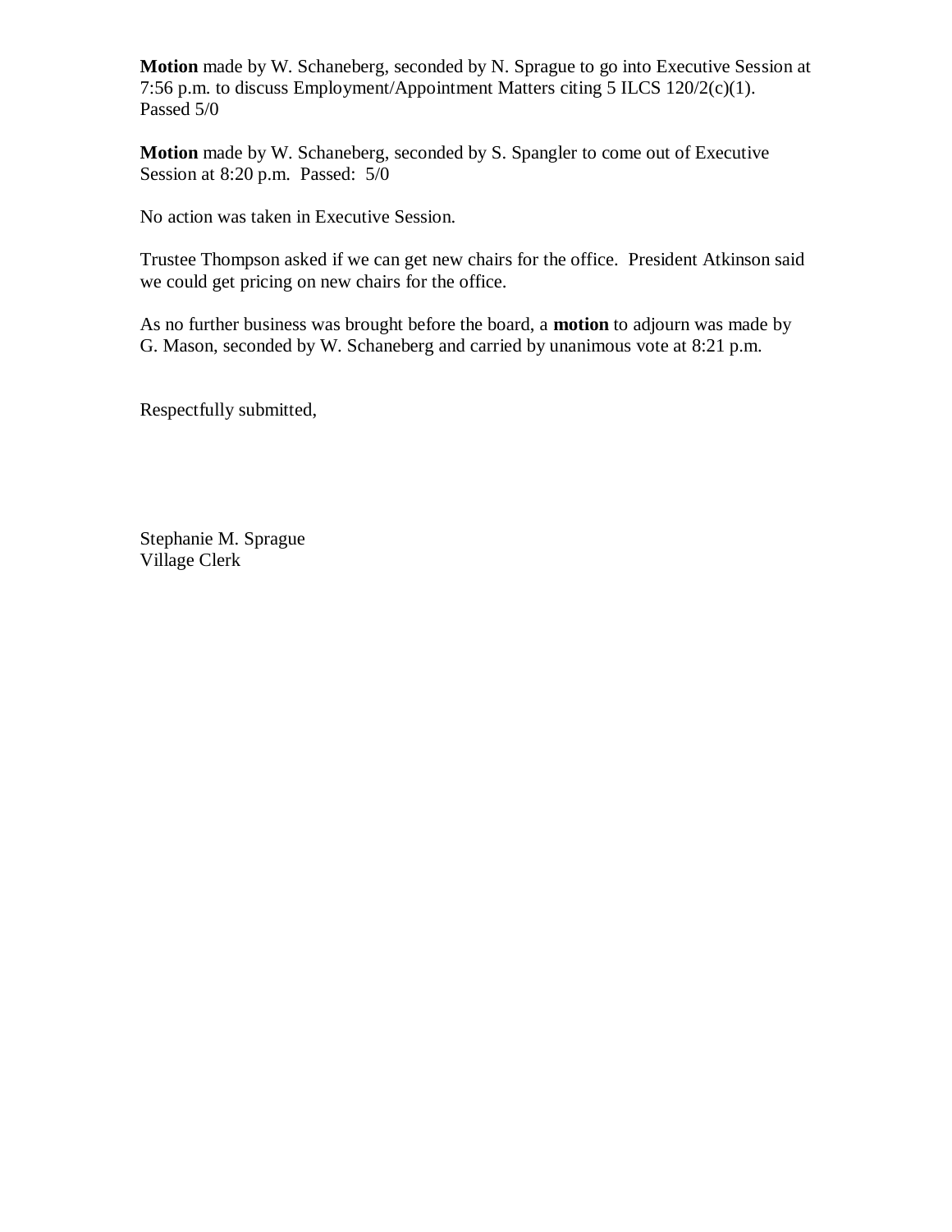**Motion** made by W. Schaneberg, seconded by N. Sprague to go into Executive Session at 7:56 p.m. to discuss Employment/Appointment Matters citing 5 ILCS 120/2(c)(1). Passed 5/0

**Motion** made by W. Schaneberg, seconded by S. Spangler to come out of Executive Session at 8:20 p.m. Passed: 5/0

No action was taken in Executive Session.

Trustee Thompson asked if we can get new chairs for the office. President Atkinson said we could get pricing on new chairs for the office.

As no further business was brought before the board, a **motion** to adjourn was made by G. Mason, seconded by W. Schaneberg and carried by unanimous vote at 8:21 p.m.

Respectfully submitted,

Stephanie M. Sprague
Village Clerk